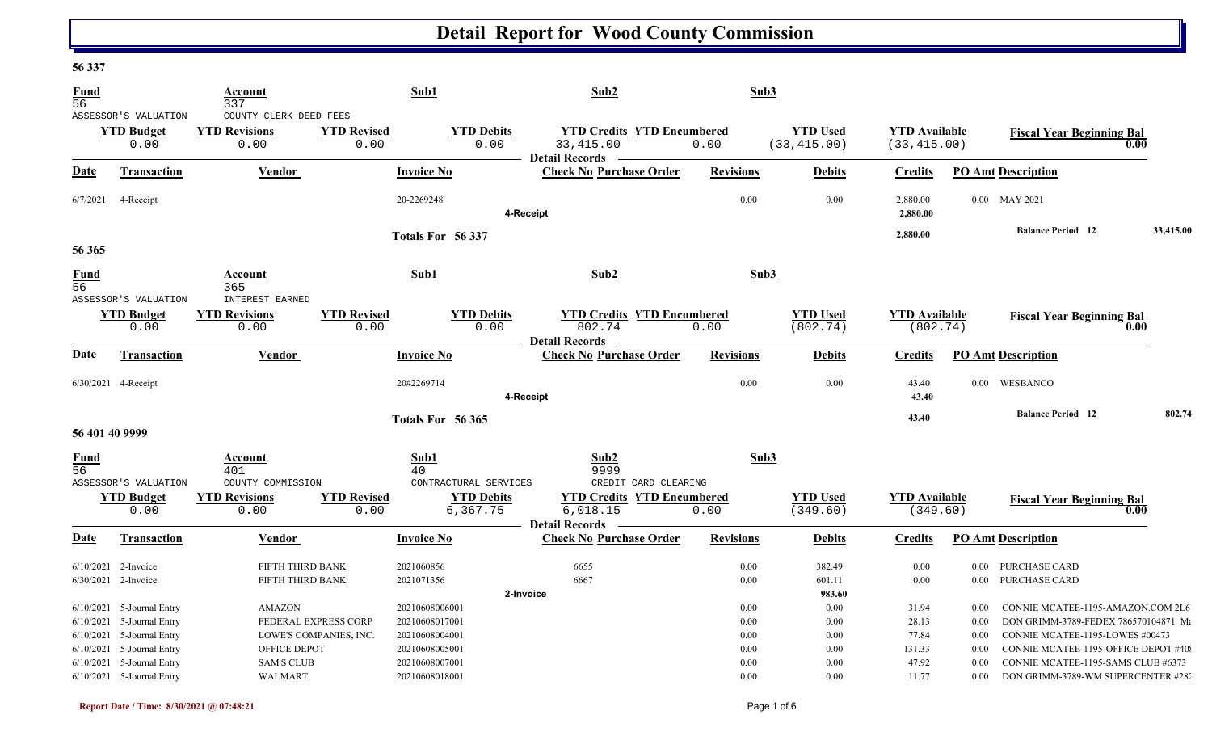# Detail Report for Wood County Commission

## 56 337

| Fund | Account | Sub1 | Sub2 | Sub3 |
|---|---|---|---|---|
| 56 | 337 | | | |
| ASSESSOR'S VALUATION | COUNTY CLERK DEED FEES | | | |

| YTD Budget | YTD Revisions | YTD Revised | YTD Debits | YTD Credits | YTD Encumbered | YTD Used | YTD Available | Fiscal Year Beginning Bal |
|---|---|---|---|---|---|---|---|---|
| 0.00 | 0.00 | 0.00 | 0.00 | 33,415.00 | 0.00 | (33,415.00) | (33,415.00) | 0.00 |

**Detail Records**

| Date | Transaction | Vendor | Invoice No | Check No | Purchase Order | Revisions | Debits | Credits | PO Amt | Description |
|---|---|---|---|---|---|---|---|---|---|---|
| 6/7/2021 | 4-Receipt | | 20-2269248 | | | 0.00 | 0.00 | 2,880.00 | 0.00 | MAY 2021 |
| | | | | 4-Receipt | | | | 2,880.00 | | |
| | | | Totals For 56 337 | | | | | 2,880.00 | | Balance Period 12 33,415.00 |

## 56 365

| Fund | Account | Sub1 | Sub2 | Sub3 |
|---|---|---|---|---|
| 56 | 365 | | | |
| ASSESSOR'S VALUATION | INTEREST EARNED | | | |

| YTD Budget | YTD Revisions | YTD Revised | YTD Debits | YTD Credits | YTD Encumbered | YTD Used | YTD Available | Fiscal Year Beginning Bal |
|---|---|---|---|---|---|---|---|---|
| 0.00 | 0.00 | 0.00 | 0.00 | 802.74 | 0.00 | (802.74) | (802.74) | 0.00 |

**Detail Records**

| Date | Transaction | Vendor | Invoice No | Check No | Purchase Order | Revisions | Debits | Credits | PO Amt | Description |
|---|---|---|---|---|---|---|---|---|---|---|
| 6/30/2021 | 4-Receipt | | 20#2269714 | | | 0.00 | 0.00 | 43.40 | 0.00 | WESBANCO |
| | | | | 4-Receipt | | | | 43.40 | | |
| | | | Totals For 56 365 | | | | | 43.40 | | Balance Period 12 802.74 |

## 56 401 40 9999

| Fund | Account | Sub1 | Sub2 | Sub3 |
|---|---|---|---|---|
| 56 | 401 | 40 | 9999 | |
| ASSESSOR'S VALUATION | COUNTY COMMISSION | CONTRACTURAL SERVICES | CREDIT CARD CLEARING | |

| YTD Budget | YTD Revisions | YTD Revised | YTD Debits | YTD Credits | YTD Encumbered | YTD Used | YTD Available | Fiscal Year Beginning Bal |
|---|---|---|---|---|---|---|---|---|
| 0.00 | 0.00 | 0.00 | 6,367.75 | 6,018.15 | 0.00 | (349.60) | (349.60) | 0.00 |

**Detail Records**

| Date | Transaction | Vendor | Invoice No | Check No | Purchase Order | Revisions | Debits | Credits | PO Amt | Description |
|---|---|---|---|---|---|---|---|---|---|---|
| 6/10/2021 | 2-Invoice | FIFTH THIRD BANK | 2021060856 | 6655 | | 0.00 | 382.49 | 0.00 | 0.00 | PURCHASE CARD |
| 6/30/2021 | 2-Invoice | FIFTH THIRD BANK | 2021071356 | 6667 | | 0.00 | 601.11 | 0.00 | 0.00 | PURCHASE CARD |
| | | | | 2-Invoice | | | 983.60 | | | |
| 6/10/2021 | 5-Journal Entry | AMAZON | 20210608006001 | | | 0.00 | 0.00 | 31.94 | 0.00 | CONNIE MCATEE-1195-AMAZON.COM 2L6 |
| 6/10/2021 | 5-Journal Entry | FEDERAL EXPRESS CORP | 20210608017001 | | | 0.00 | 0.00 | 28.13 | 0.00 | DON GRIMM-3789-FEDEX 786570104871 M |
| 6/10/2021 | 5-Journal Entry | LOWE'S COMPANIES, INC. | 20210608004001 | | | 0.00 | 0.00 | 77.84 | 0.00 | CONNIE MCATEE-1195-LOWES #00473 |
| 6/10/2021 | 5-Journal Entry | OFFICE DEPOT | 20210608005001 | | | 0.00 | 0.00 | 131.33 | 0.00 | CONNIE MCATEE-1195-OFFICE DEPOT #40 |
| 6/10/2021 | 5-Journal Entry | SAM'S CLUB | 20210608007001 | | | 0.00 | 0.00 | 47.92 | 0.00 | CONNIE MCATEE-1195-SAMS CLUB #6373 |
| 6/10/2021 | 5-Journal Entry | WALMART | 20210608018001 | | | 0.00 | 0.00 | 11.77 | 0.00 | DON GRIMM-3789-WM SUPERCENTER #28 |

Report Date / Time: 8/30/2021 @ 07:48:21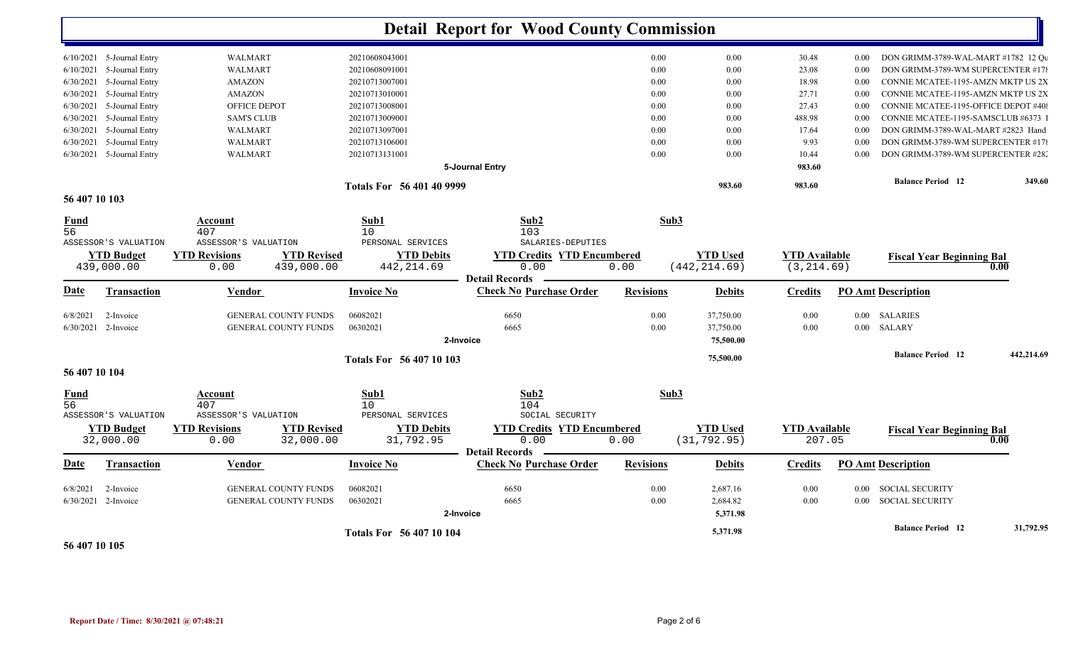# Detail Report for Wood County Commission

| Date | Transaction | Vendor | Invoice No | Check No Purchase Order | Revisions | Debits | Credits | PO Amt | Description |
|---|---|---|---|---|---|---|---|---|---|
| 6/10/2021 | 5-Journal Entry | WALMART | 20210608043001 | | 0.00 | 0.00 | 30.48 | 0.00 | DON GRIMM-3789-WAL-MART #1782 12 Qu |
| 6/10/2021 | 5-Journal Entry | WALMART | 20210608091001 | | 0.00 | 0.00 | 23.08 | 0.00 | DON GRIMM-3789-WM SUPERCENTER #178 |
| 6/30/2021 | 5-Journal Entry | AMAZON | 20210713007001 | | 0.00 | 0.00 | 18.98 | 0.00 | CONNIE MCATEE-1195-AMZN MKTP US 2X |
| 6/30/2021 | 5-Journal Entry | AMAZON | 20210713010001 | | 0.00 | 0.00 | 27.71 | 0.00 | CONNIE MCATEE-1195-AMZN MKTP US 2X |
| 6/30/2021 | 5-Journal Entry | OFFICE DEPOT | 20210713008001 | | 0.00 | 0.00 | 27.43 | 0.00 | CONNIE MCATEE-1195-OFFICE DEPOT #408 |
| 6/30/2021 | 5-Journal Entry | SAM'S CLUB | 20210713009001 | | 0.00 | 0.00 | 488.98 | 0.00 | CONNIE MCATEE-1195-SAMSCLUB #6373 I |
| 6/30/2021 | 5-Journal Entry | WALMART | 20210713097001 | | 0.00 | 0.00 | 17.64 | 0.00 | DON GRIMM-3789-WAL-MART #2823 Hand |
| 6/30/2021 | 5-Journal Entry | WALMART | 20210713106001 | | 0.00 | 0.00 | 9.93 | 0.00 | DON GRIMM-3789-WM SUPERCENTER #178 |
| 6/30/2021 | 5-Journal Entry | WALMART | 20210713131001 | | 0.00 | 0.00 | 10.44 | 0.00 | DON GRIMM-3789-WM SUPERCENTER #282 |
| | | | | 5-Journal Entry | | | 983.60 | | |
| | | | Totals For 56 401 40 9999 | | | 983.60 | 983.60 | | Balance Period 12 — 349.60 |

## 56 407 10 103

| Fund | Account | Sub1 | Sub2 | Sub3 |
|---|---|---|---|---|
| 56 | 407 | 10 | 103 | |
| ASSESSOR'S VALUATION | ASSESSOR'S VALUATION | PERSONAL SERVICES | SALARIES-DEPUTIES | |

| YTD Budget | YTD Revisions | YTD Revised | YTD Debits | YTD Credits | YTD Encumbered | YTD Used | YTD Available | Fiscal Year Beginning Bal |
|---|---|---|---|---|---|---|---|---|
| 439,000.00 | 0.00 | 439,000.00 | 442,214.69 | 0.00 | 0.00 | (442,214.69) | (3,214.69) | 0.00 |

**Detail Records**

| Date | Transaction | Vendor | Invoice No | Check No Purchase Order | Revisions | Debits | Credits | PO Amt | Description |
|---|---|---|---|---|---|---|---|---|---|
| 6/8/2021 | 2-Invoice | GENERAL COUNTY FUNDS | 06082021 | 6650 | 0.00 | 37,750.00 | 0.00 | 0.00 | SALARIES |
| 6/30/2021 | 2-Invoice | GENERAL COUNTY FUNDS | 06302021 | 6665 | 0.00 | 37,750.00 | 0.00 | 0.00 | SALARY |
| | | | | 2-Invoice | | 75,500.00 | | | |
| | | | Totals For 56 407 10 103 | | | 75,500.00 | | | Balance Period 12 — 442,214.69 |

## 56 407 10 104

| Fund | Account | Sub1 | Sub2 | Sub3 |
|---|---|---|---|---|
| 56 | 407 | 10 | 104 | |
| ASSESSOR'S VALUATION | ASSESSOR'S VALUATION | PERSONAL SERVICES | SOCIAL SECURITY | |

| YTD Budget | YTD Revisions | YTD Revised | YTD Debits | YTD Credits | YTD Encumbered | YTD Used | YTD Available | Fiscal Year Beginning Bal |
|---|---|---|---|---|---|---|---|---|
| 32,000.00 | 0.00 | 32,000.00 | 31,792.95 | 0.00 | 0.00 | (31,792.95) | 207.05 | 0.00 |

**Detail Records**

| Date | Transaction | Vendor | Invoice No | Check No Purchase Order | Revisions | Debits | Credits | PO Amt | Description |
|---|---|---|---|---|---|---|---|---|---|
| 6/8/2021 | 2-Invoice | GENERAL COUNTY FUNDS | 06082021 | 6650 | 0.00 | 2,687.16 | 0.00 | 0.00 | SOCIAL SECURITY |
| 6/30/2021 | 2-Invoice | GENERAL COUNTY FUNDS | 06302021 | 6665 | 0.00 | 2,684.82 | 0.00 | 0.00 | SOCIAL SECURITY |
| | | | | 2-Invoice | | 5,371.98 | | | |
| | | | Totals For 56 407 10 104 | | | 5,371.98 | | | Balance Period 12 — 31,792.95 |

## 56 407 10 105

Report Date / Time: 8/30/2021 @ 07:48:21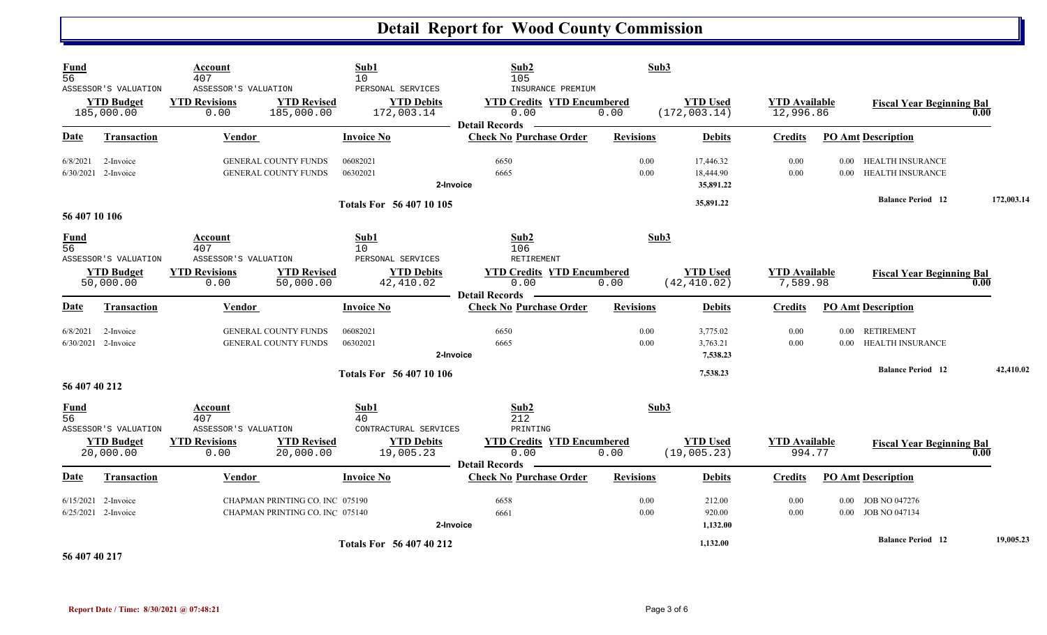# Detail Report for Wood County Commission

| Fund | Account | Sub1 | Sub2 | Sub3 |
|---|---|---|---|---|
| 56 | 407 | 10 | 105 | |
| ASSESSOR'S VALUATION | ASSESSOR'S VALUATION | PERSONAL SERVICES | INSURANCE PREMIUM | |

| YTD Budget | YTD Revisions | YTD Revised | YTD Debits | YTD Credits | YTD Encumbered | YTD Used | YTD Available | Fiscal Year Beginning Bal |
|---|---|---|---|---|---|---|---|---|
| 185,000.00 | 0.00 | 185,000.00 | 172,003.14 | 0.00 | 0.00 | (172,003.14) | 12,996.86 | 0.00 |

**Detail Records**

| Date | Transaction | Vendor | Invoice No | Check No | Purchase Order | Revisions | Debits | Credits | PO Amt | Description |
|---|---|---|---|---|---|---|---|---|---|---|
| 6/8/2021 | 2-Invoice | GENERAL COUNTY FUNDS | 06082021 | 6650 | | 0.00 | 17,446.32 | 0.00 | 0.00 | HEALTH INSURANCE |
| 6/30/2021 | 2-Invoice | GENERAL COUNTY FUNDS | 06302021 | 6665 | | 0.00 | 18,444.90 | 0.00 | 0.00 | HEALTH INSURANCE |
| | | | 2-Invoice | | | | 35,891.22 | | | |
| | | | Totals For 56 407 10 105 | | | | 35,891.22 | | | Balance Period 12 172,003.14 |

## 56 407 10 106

| Fund | Account | Sub1 | Sub2 | Sub3 |
|---|---|---|---|---|
| 56 | 407 | 10 | 106 | |
| ASSESSOR'S VALUATION | ASSESSOR'S VALUATION | PERSONAL SERVICES | RETIREMENT | |

| YTD Budget | YTD Revisions | YTD Revised | YTD Debits | YTD Credits | YTD Encumbered | YTD Used | YTD Available | Fiscal Year Beginning Bal |
|---|---|---|---|---|---|---|---|---|
| 50,000.00 | 0.00 | 50,000.00 | 42,410.02 | 0.00 | 0.00 | (42,410.02) | 7,589.98 | 0.00 |

**Detail Records**

| Date | Transaction | Vendor | Invoice No | Check No | Purchase Order | Revisions | Debits | Credits | PO Amt | Description |
|---|---|---|---|---|---|---|---|---|---|---|
| 6/8/2021 | 2-Invoice | GENERAL COUNTY FUNDS | 06082021 | 6650 | | 0.00 | 3,775.02 | 0.00 | 0.00 | RETIREMENT |
| 6/30/2021 | 2-Invoice | GENERAL COUNTY FUNDS | 06302021 | 6665 | | 0.00 | 3,763.21 | 0.00 | 0.00 | HEALTH INSURANCE |
| | | | 2-Invoice | | | | 7,538.23 | | | |
| | | | Totals For 56 407 10 106 | | | | 7,538.23 | | | Balance Period 12 42,410.02 |

## 56 407 40 212

| Fund | Account | Sub1 | Sub2 | Sub3 |
|---|---|---|---|---|
| 56 | 407 | 40 | 212 | |
| ASSESSOR'S VALUATION | ASSESSOR'S VALUATION | CONTRACTURAL SERVICES | PRINTING | |

| YTD Budget | YTD Revisions | YTD Revised | YTD Debits | YTD Credits | YTD Encumbered | YTD Used | YTD Available | Fiscal Year Beginning Bal |
|---|---|---|---|---|---|---|---|---|
| 20,000.00 | 0.00 | 20,000.00 | 19,005.23 | 0.00 | 0.00 | (19,005.23) | 994.77 | 0.00 |

**Detail Records**

| Date | Transaction | Vendor | Invoice No | Check No | Purchase Order | Revisions | Debits | Credits | PO Amt | Description |
|---|---|---|---|---|---|---|---|---|---|---|
| 6/15/2021 | 2-Invoice | CHAPMAN PRINTING CO. INC | 075190 | 6658 | | 0.00 | 212.00 | 0.00 | 0.00 | JOB NO 047276 |
| 6/25/2021 | 2-Invoice | CHAPMAN PRINTING CO. INC | 075140 | 6661 | | 0.00 | 920.00 | 0.00 | 0.00 | JOB NO 047134 |
| | | | 2-Invoice | | | | 1,132.00 | | | |
| | | | Totals For 56 407 40 212 | | | | 1,132.00 | | | Balance Period 12 19,005.23 |

## 56 407 40 217

Report Date / Time: 8/30/2021 @ 07:48:21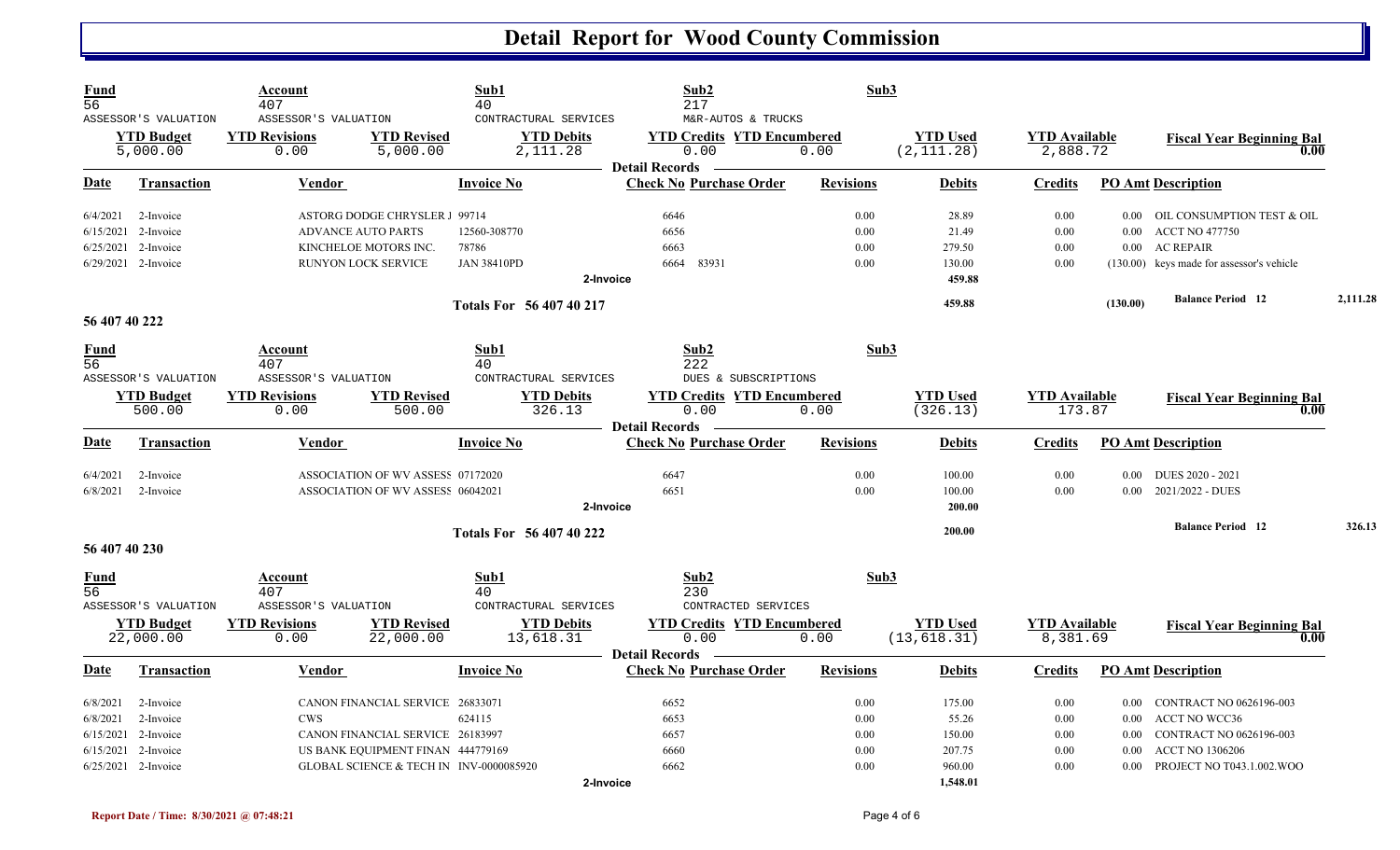# Detail Report for Wood County Commission

| Fund | Account | Sub1 | Sub2 | Sub3 |
|---|---|---|---|---|
| 56 | 407 | 40 | 217 | |
| ASSESSOR'S VALUATION | ASSESSOR'S VALUATION | CONTRACTUAL SERVICES | M&R-AUTOS & TRUCKS | |

| YTD Budget | YTD Revisions | YTD Revised | YTD Debits | YTD Credits | YTD Encumbered | YTD Used | YTD Available | Fiscal Year Beginning Bal |
|---|---|---|---|---|---|---|---|---|
| 5,000.00 | 0.00 | 5,000.00 | 2,111.28 | 0.00 | 0.00 | (2,111.28) | 2,888.72 | 0.00 |

Detail Records

| Date | Transaction | Vendor | Invoice No | Check No | Purchase Order | Revisions | Debits | Credits | PO Amt | Description |
|---|---|---|---|---|---|---|---|---|---|---|
| 6/4/2021 | 2-Invoice | ASTORG DODGE CHRYSLER J | 99714 | 6646 | | 0.00 | 28.89 | 0.00 | 0.00 | OIL CONSUMPTION TEST & OIL |
| 6/15/2021 | 2-Invoice | ADVANCE AUTO PARTS | 12560-308770 | 6656 | | 0.00 | 21.49 | 0.00 | 0.00 | ACCT NO 477750 |
| 6/25/2021 | 2-Invoice | KINCHELOE MOTORS INC. | 78786 | 6663 | | 0.00 | 279.50 | 0.00 | 0.00 | AC REPAIR |
| 6/29/2021 | 2-Invoice | RUNYON LOCK SERVICE | JAN 38410PD | 6664 | 83931 | 0.00 | 130.00 | 0.00 | (130.00) | keys made for assessor's vehicle |
| | 2-Invoice | | | | | | 459.88 | | | |

Totals For 56 407 40 217 — 459.88 — (130.00) — Balance Period 12 — 2,111.28

## 56 407 40 222

| Fund | Account | Sub1 | Sub2 | Sub3 |
|---|---|---|---|---|
| 56 | 407 | 40 | 222 | |
| ASSESSOR'S VALUATION | ASSESSOR'S VALUATION | CONTRACTUAL SERVICES | DUES & SUBSCRIPTIONS | |

| YTD Budget | YTD Revisions | YTD Revised | YTD Debits | YTD Credits | YTD Encumbered | YTD Used | YTD Available | Fiscal Year Beginning Bal |
|---|---|---|---|---|---|---|---|---|
| 500.00 | 0.00 | 500.00 | 326.13 | 0.00 | 0.00 | (326.13) | 173.87 | 0.00 |

Detail Records

| Date | Transaction | Vendor | Invoice No | Check No | Purchase Order | Revisions | Debits | Credits | PO Amt | Description |
|---|---|---|---|---|---|---|---|---|---|---|
| 6/4/2021 | 2-Invoice | ASSOCIATION OF WV ASSESS | 07172020 | 6647 | | 0.00 | 100.00 | 0.00 | 0.00 | DUES 2020 - 2021 |
| 6/8/2021 | 2-Invoice | ASSOCIATION OF WV ASSESS | 06042021 | 6651 | | 0.00 | 100.00 | 0.00 | 0.00 | 2021/2022 - DUES |
| | 2-Invoice | | | | | | 200.00 | | | |

Totals For 56 407 40 222 — 200.00 — Balance Period 12 — 326.13

## 56 407 40 230

| Fund | Account | Sub1 | Sub2 | Sub3 |
|---|---|---|---|---|
| 56 | 407 | 40 | 230 | |
| ASSESSOR'S VALUATION | ASSESSOR'S VALUATION | CONTRACTUAL SERVICES | CONTRACTED SERVICES | |

| YTD Budget | YTD Revisions | YTD Revised | YTD Debits | YTD Credits | YTD Encumbered | YTD Used | YTD Available | Fiscal Year Beginning Bal |
|---|---|---|---|---|---|---|---|---|
| 22,000.00 | 0.00 | 22,000.00 | 13,618.31 | 0.00 | 0.00 | (13,618.31) | 8,381.69 | 0.00 |

Detail Records

| Date | Transaction | Vendor | Invoice No | Check No | Purchase Order | Revisions | Debits | Credits | PO Amt | Description |
|---|---|---|---|---|---|---|---|---|---|---|
| 6/8/2021 | 2-Invoice | CANON FINANCIAL SERVICE | 26833071 | 6652 | | 0.00 | 175.00 | 0.00 | 0.00 | CONTRACT NO 0626196-003 |
| 6/8/2021 | 2-Invoice | CWS | 624115 | 6653 | | 0.00 | 55.26 | 0.00 | 0.00 | ACCT NO WCC36 |
| 6/15/2021 | 2-Invoice | CANON FINANCIAL SERVICE | 26183997 | 6657 | | 0.00 | 150.00 | 0.00 | 0.00 | CONTRACT NO 0626196-003 |
| 6/15/2021 | 2-Invoice | US BANK EQUIPMENT FINAN | 444779169 | 6660 | | 0.00 | 207.75 | 0.00 | 0.00 | ACCT NO 1306206 |
| 6/25/2021 | 2-Invoice | GLOBAL SCIENCE & TECH IN | INV-0000085920 | 6662 | | 0.00 | 960.00 | 0.00 | 0.00 | PROJECT NO T043.1.002.WOO |
| | 2-Invoice | | | | | | 1,548.01 | | | |

Report Date / Time: 8/30/2021 @ 07:48:21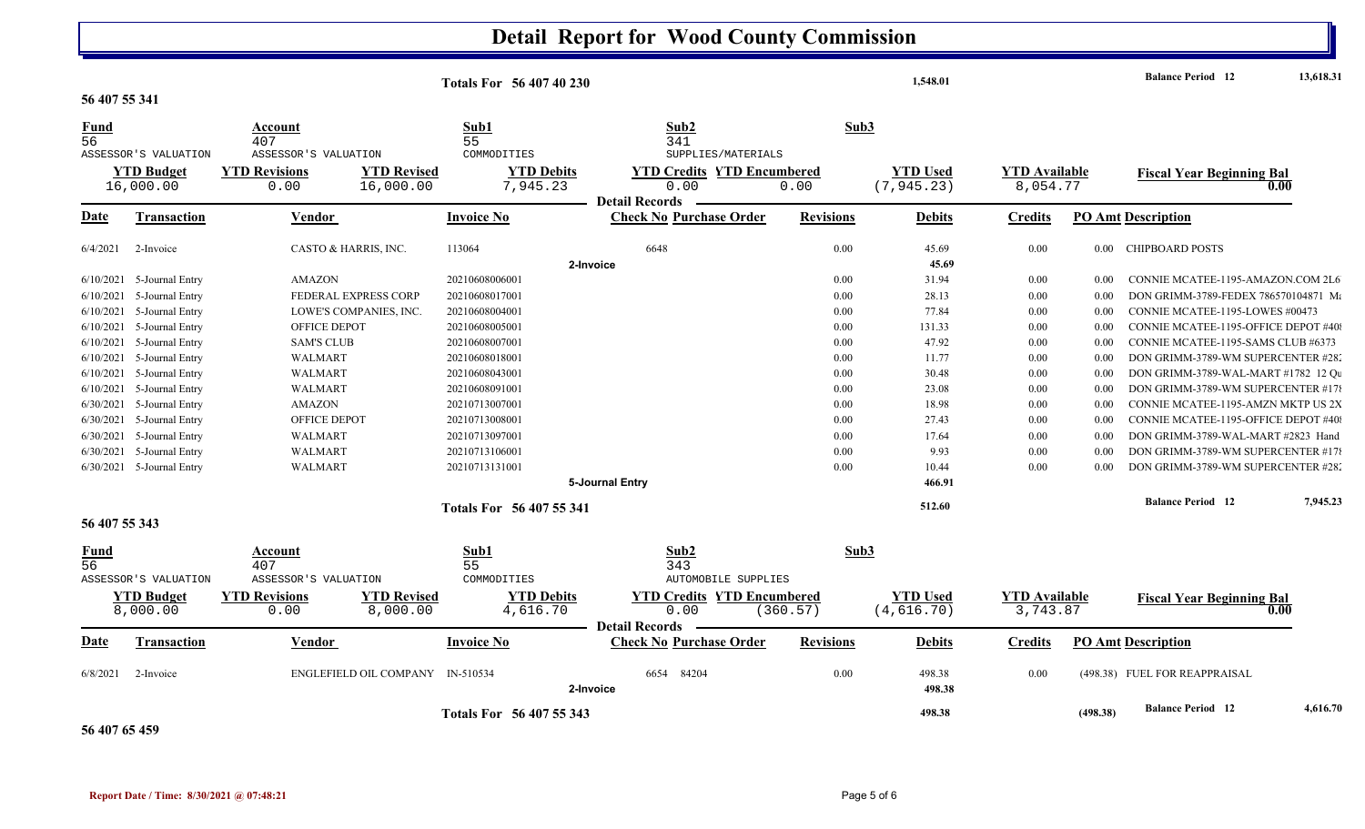# Detail Report for Wood County Commission

**Totals For 56 407 40 230** — 1,548.01 — **Balance Period 12** — 13,618.31

## 56 407 55 341

| Fund | Account | Sub1 | Sub2 | Sub3 |
|---|---|---|---|---|
| 56 | 407 | 55 | 341 | |
| ASSESSOR'S VALUATION | ASSESSOR'S VALUATION | COMMODITIES | SUPPLIES/MATERIALS | |

| YTD Budget | YTD Revisions | YTD Revised | YTD Debits | YTD Credits | YTD Encumbered | YTD Used | YTD Available | Fiscal Year Beginning Bal |
|---|---|---|---|---|---|---|---|---|
| 16,000.00 | 0.00 | 16,000.00 | 7,945.23 | 0.00 | 0.00 | (7,945.23) | 8,054.77 | 0.00 |

**Detail Records**

| Date | Transaction | Vendor | Invoice No | Check No | Purchase Order | Revisions | Debits | Credits | PO Amt | Description |
|---|---|---|---|---|---|---|---|---|---|---|
| 6/4/2021 | 2-Invoice | CASTO & HARRIS, INC. | 113064 | 6648 | | 0.00 | 45.69 | 0.00 | 0.00 | CHIPBOARD POSTS |
| | | | | 2-Invoice | | | 45.69 | | | |
| 6/10/2021 | 5-Journal Entry | AMAZON | 20210608006001 | | | 0.00 | 31.94 | 0.00 | 0.00 | CONNIE MCATEE-1195-AMAZON.COM 2L6 |
| 6/10/2021 | 5-Journal Entry | FEDERAL EXPRESS CORP | 20210608017001 | | | 0.00 | 28.13 | 0.00 | 0.00 | DON GRIMM-3789-FEDEX 786570104871 Ma |
| 6/10/2021 | 5-Journal Entry | LOWE'S COMPANIES, INC. | 20210608004001 | | | 0.00 | 77.84 | 0.00 | 0.00 | CONNIE MCATEE-1195-LOWES #00473 |
| 6/10/2021 | 5-Journal Entry | OFFICE DEPOT | 20210608005001 | | | 0.00 | 131.33 | 0.00 | 0.00 | CONNIE MCATEE-1195-OFFICE DEPOT #408 |
| 6/10/2021 | 5-Journal Entry | SAM'S CLUB | 20210608007001 | | | 0.00 | 47.92 | 0.00 | 0.00 | CONNIE MCATEE-1195-SAMS CLUB #6373 |
| 6/10/2021 | 5-Journal Entry | WALMART | 20210608018001 | | | 0.00 | 11.77 | 0.00 | 0.00 | DON GRIMM-3789-WM SUPERCENTER #282 |
| 6/10/2021 | 5-Journal Entry | WALMART | 20210608043001 | | | 0.00 | 30.48 | 0.00 | 0.00 | DON GRIMM-3789-WAL-MART #1782 12 Qu |
| 6/10/2021 | 5-Journal Entry | WALMART | 20210608091001 | | | 0.00 | 23.08 | 0.00 | 0.00 | DON GRIMM-3789-WM SUPERCENTER #178 |
| 6/30/2021 | 5-Journal Entry | AMAZON | 20210713007001 | | | 0.00 | 18.98 | 0.00 | 0.00 | CONNIE MCATEE-1195-AMZN MKTP US 2X |
| 6/30/2021 | 5-Journal Entry | OFFICE DEPOT | 20210713008001 | | | 0.00 | 27.43 | 0.00 | 0.00 | CONNIE MCATEE-1195-OFFICE DEPOT #408 |
| 6/30/2021 | 5-Journal Entry | WALMART | 20210713097001 | | | 0.00 | 17.64 | 0.00 | 0.00 | DON GRIMM-3789-WAL-MART #2823 Hand |
| 6/30/2021 | 5-Journal Entry | WALMART | 20210713106001 | | | 0.00 | 9.93 | 0.00 | 0.00 | DON GRIMM-3789-WM SUPERCENTER #178 |
| 6/30/2021 | 5-Journal Entry | WALMART | 20210713131001 | | | 0.00 | 10.44 | 0.00 | 0.00 | DON GRIMM-3789-WM SUPERCENTER #282 |
| | | | | 5-Journal Entry | | | 466.91 | | | |

**Totals For 56 407 55 341** — 512.60 — **Balance Period 12** — 7,945.23

## 56 407 55 343

| Fund | Account | Sub1 | Sub2 | Sub3 |
|---|---|---|---|---|
| 56 | 407 | 55 | 343 | |
| ASSESSOR'S VALUATION | ASSESSOR'S VALUATION | COMMODITIES | AUTOMOBILE SUPPLIES | |

| YTD Budget | YTD Revisions | YTD Revised | YTD Debits | YTD Credits | YTD Encumbered | YTD Used | YTD Available | Fiscal Year Beginning Bal |
|---|---|---|---|---|---|---|---|---|
| 8,000.00 | 0.00 | 8,000.00 | 4,616.70 | 0.00 | (360.57) | (4,616.70) | 3,743.87 | 0.00 |

**Detail Records**

| Date | Transaction | Vendor | Invoice No | Check No | Purchase Order | Revisions | Debits | Credits | PO Amt | Description |
|---|---|---|---|---|---|---|---|---|---|---|
| 6/8/2021 | 2-Invoice | ENGLEFIELD OIL COMPANY | IN-510534 | 6654 | 84204 | 0.00 | 498.38 | 0.00 | (498.38) | FUEL FOR REAPPRAISAL |
| | | | | 2-Invoice | | | 498.38 | | | |

**Totals For 56 407 55 343** — 498.38 — (498.38) — **Balance Period 12** — 4,616.70

## 56 407 65 459

Report Date / Time: 8/30/2021 @ 07:48:21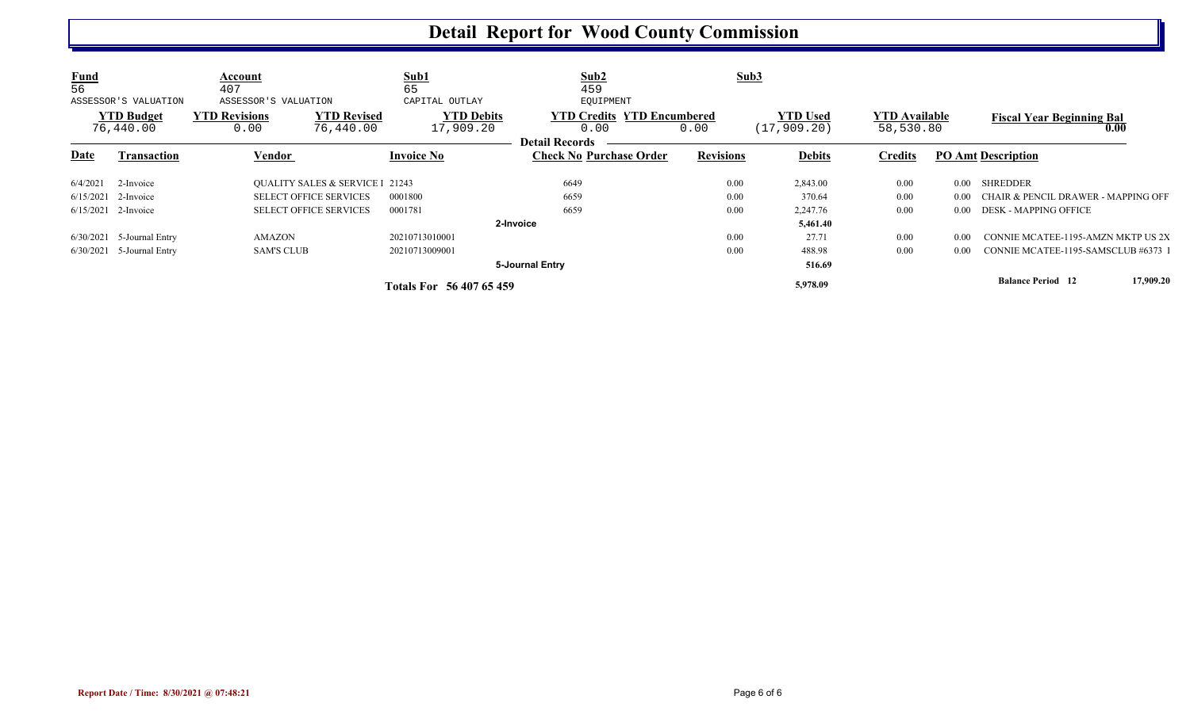# Detail Report for Wood County Commission

| Fund | Account | Sub1 | Sub2 | Sub3 |
|---|---|---|---|---|
| 56 | 407 | 65 | 459 | |
| ASSESSOR'S VALUATION | ASSESSOR'S VALUATION | CAPITAL OUTLAY | EQUIPMENT | |

| YTD Budget | YTD Revisions | YTD Revised | YTD Debits | YTD Credits | YTD Encumbered | YTD Used | YTD Available | Fiscal Year Beginning Bal |
|---|---|---|---|---|---|---|---|---|
| 76,440.00 | 0.00 | 76,440.00 | 17,909.20 | 0.00 | 0.00 | (17,909.20) | 58,530.80 | 0.00 |

**Detail Records**

| Date | Transaction | Vendor | Invoice No | Check No | Purchase Order | Revisions | Debits | Credits | PO Amt | Description |
|---|---|---|---|---|---|---|---|---|---|---|
| 6/4/2021 | 2-Invoice | QUALITY SALES & SERVICE I | 21243 | 6649 | | 0.00 | 2,843.00 | 0.00 | 0.00 | SHREDDER |
| 6/15/2021 | 2-Invoice | SELECT OFFICE SERVICES | 0001800 | 6659 | | 0.00 | 370.64 | 0.00 | 0.00 | CHAIR & PENCIL DRAWER - MAPPING OFF |
| 6/15/2021 | 2-Invoice | SELECT OFFICE SERVICES | 0001781 | 6659 | | 0.00 | 2,247.76 | 0.00 | 0.00 | DESK - MAPPING OFFICE |
| | | | 2-Invoice | | | | 5,461.40 | | | |
| 6/30/2021 | 5-Journal Entry | AMAZON | 20210713010001 | | | 0.00 | 27.71 | 0.00 | 0.00 | CONNIE MCATEE-1195-AMZN MKTP US 2X |
| 6/30/2021 | 5-Journal Entry | SAM'S CLUB | 20210713009001 | | | 0.00 | 488.98 | 0.00 | 0.00 | CONNIE MCATEE-1195-SAMSCLUB #6373 I |
| | | | 5-Journal Entry | | | | 516.69 | | | |
| | | | Totals For 56 407 65 459 | | | | 5,978.09 | | | Balance Period 12 17,909.20 |

**Report Date / Time: 8/30/2021 @ 07:48:21**